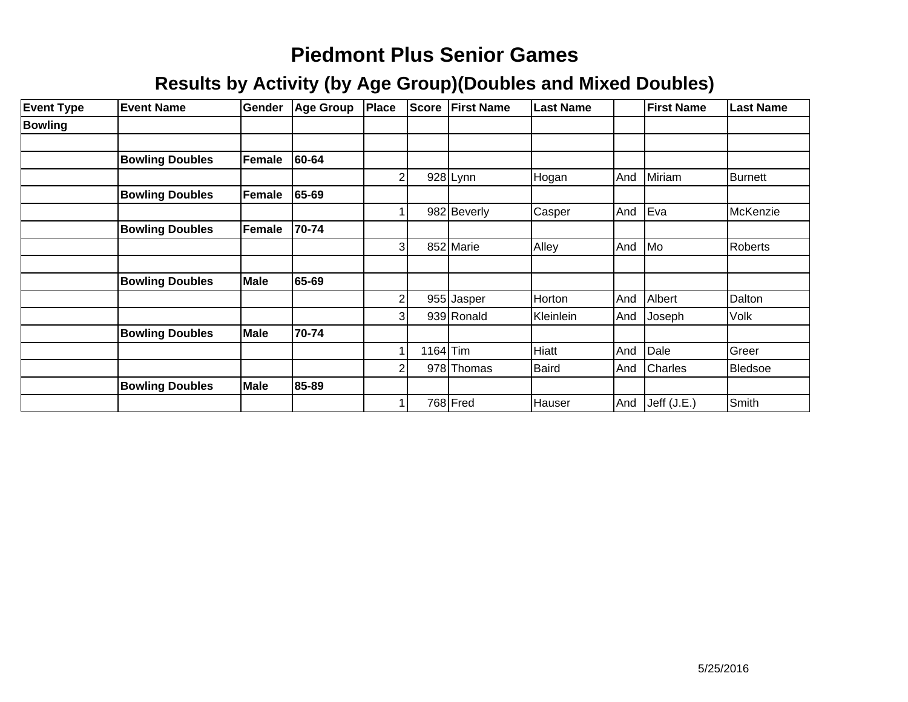# Piedmont Plus Senior Games

## Results by Activity (by Age Group)(Doubles and Mixed Doubles)

| Event Type | Event Name | Gender | Age Group | Place | Score | First Name | Last Name | | First Name | Last Name |
|---|---|---|---|---|---|---|---|---|---|---|
| **Bowling** | | | | | | | | | | |
| | | | | | | | | | | |
| | **Bowling Doubles** | **Female** | **60-64** | | | | | | | |
| | | | | 2 | 928 | Lynn | Hogan | And | Miriam | Burnett |
| | **Bowling Doubles** | **Female** | **65-69** | | | | | | | |
| | | | | 1 | 982 | Beverly | Casper | And | Eva | McKenzie |
| | **Bowling Doubles** | **Female** | **70-74** | | | | | | | |
| | | | | 3 | 852 | Marie | Alley | And | Mo | Roberts |
| | | | | | | | | | | |
| | **Bowling Doubles** | **Male** | **65-69** | | | | | | | |
| | | | | 2 | 955 | Jasper | Horton | And | Albert | Dalton |
| | | | | 3 | 939 | Ronald | Kleinlein | And | Joseph | Volk |
| | **Bowling Doubles** | **Male** | **70-74** | | | | | | | |
| | | | | 1 | 1164 | Tim | Hiatt | And | Dale | Greer |
| | | | | 2 | 978 | Thomas | Baird | And | Charles | Bledsoe |
| | **Bowling Doubles** | **Male** | **85-89** | | | | | | | |
| | | | | 1 | 768 | Fred | Hauser | And | Jeff (J.E.) | Smith |

5/25/2016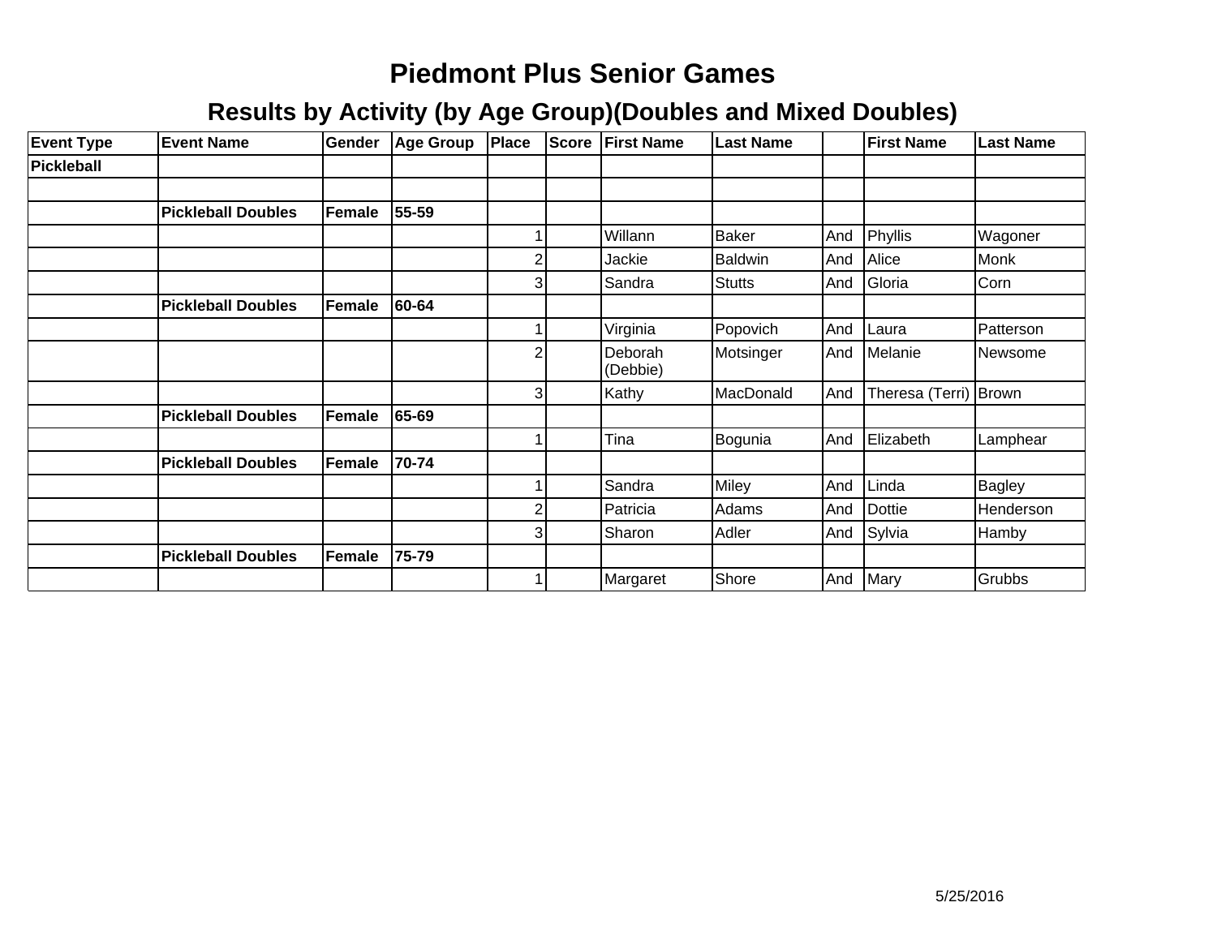# Piedmont Plus Senior Games

## Results by Activity (by Age Group)(Doubles and Mixed Doubles)

| Event Type | Event Name | Gender | Age Group | Place | Score | First Name | Last Name | | First Name | Last Name |
|---|---|---|---|---|---|---|---|---|---|---|
| **Pickleball** | | | | | | | | | | |
| | | | | | | | | | | |
| | **Pickleball Doubles** | **Female** | **55-59** | | | | | | | |
| | | | | 1 | | Willann | Baker | And | Phyllis | Wagoner |
| | | | | 2 | | Jackie | Baldwin | And | Alice | Monk |
| | | | | 3 | | Sandra | Stutts | And | Gloria | Corn |
| | **Pickleball Doubles** | **Female** | **60-64** | | | | | | | |
| | | | | 1 | | Virginia | Popovich | And | Laura | Patterson |
| | | | | 2 | | Deborah (Debbie) | Motsinger | And | Melanie | Newsome |
| | | | | 3 | | Kathy | MacDonald | And | Theresa (Terri) | Brown |
| | **Pickleball Doubles** | **Female** | **65-69** | | | | | | | |
| | | | | 1 | | Tina | Bogunia | And | Elizabeth | Lamphear |
| | **Pickleball Doubles** | **Female** | **70-74** | | | | | | | |
| | | | | 1 | | Sandra | Miley | And | Linda | Bagley |
| | | | | 2 | | Patricia | Adams | And | Dottie | Henderson |
| | | | | 3 | | Sharon | Adler | And | Sylvia | Hamby |
| | **Pickleball Doubles** | **Female** | **75-79** | | | | | | | |
| | | | | 1 | | Margaret | Shore | And | Mary | Grubbs |

5/25/2016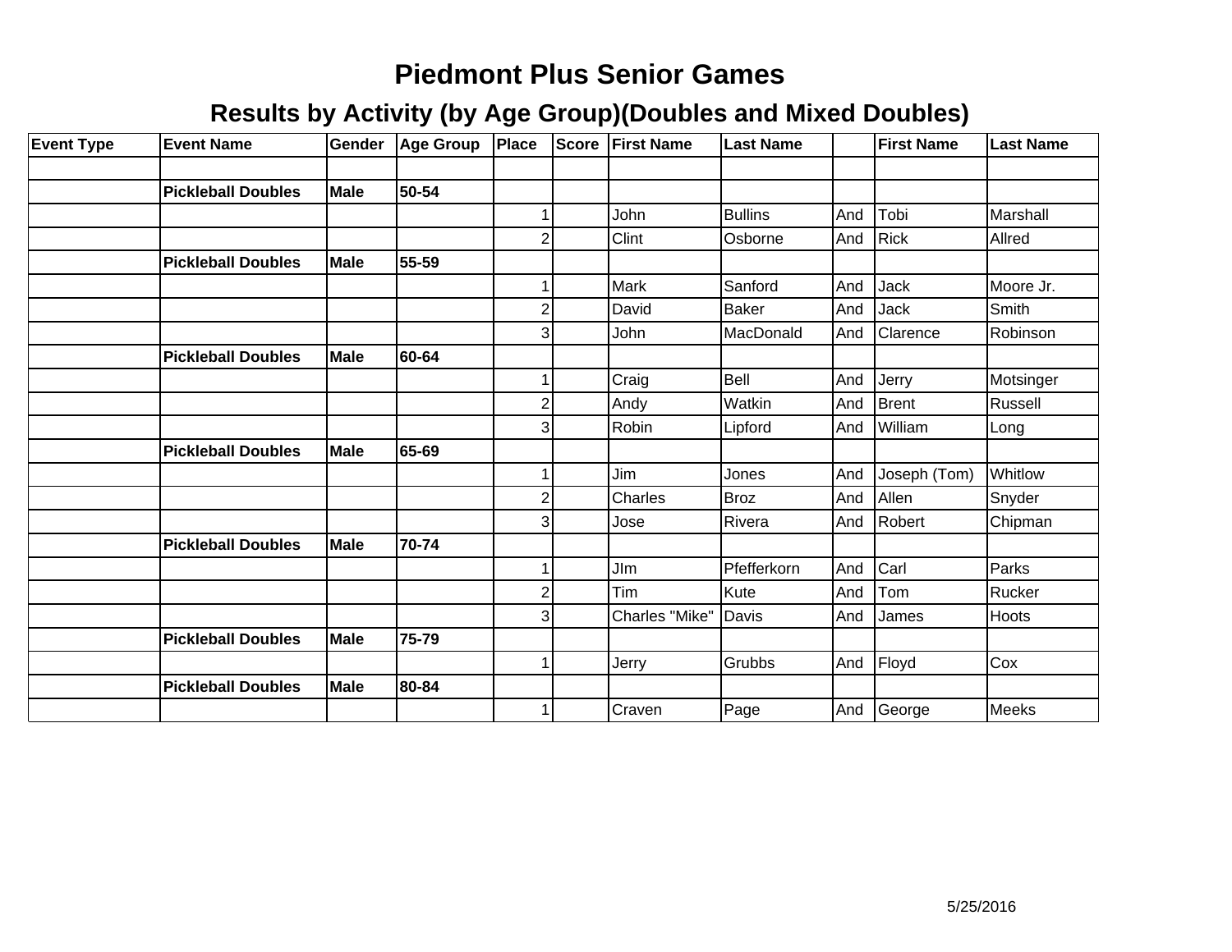# Piedmont Plus Senior Games

## Results by Activity (by Age Group)(Doubles and Mixed Doubles)

| Event Type | Event Name | Gender | Age Group | Place | Score | First Name | Last Name | | First Name | Last Name |
|---|---|---|---|---|---|---|---|---|---|---|
| | | | | | | | | | | |
| | **Pickleball Doubles** | **Male** | **50-54** | | | | | | | |
| | | | | 1 | | John | Bullins | And | Tobi | Marshall |
| | | | | 2 | | Clint | Osborne | And | Rick | Allred |
| | **Pickleball Doubles** | **Male** | **55-59** | | | | | | | |
| | | | | 1 | | Mark | Sanford | And | Jack | Moore Jr. |
| | | | | 2 | | David | Baker | And | Jack | Smith |
| | | | | 3 | | John | MacDonald | And | Clarence | Robinson |
| | **Pickleball Doubles** | **Male** | **60-64** | | | | | | | |
| | | | | 1 | | Craig | Bell | And | Jerry | Motsinger |
| | | | | 2 | | Andy | Watkin | And | Brent | Russell |
| | | | | 3 | | Robin | Lipford | And | William | Long |
| | **Pickleball Doubles** | **Male** | **65-69** | | | | | | | |
| | | | | 1 | | Jim | Jones | And | Joseph (Tom) | Whitlow |
| | | | | 2 | | Charles | Broz | And | Allen | Snyder |
| | | | | 3 | | Jose | Rivera | And | Robert | Chipman |
| | **Pickleball Doubles** | **Male** | **70-74** | | | | | | | |
| | | | | 1 | | JIm | Pfefferkorn | And | Carl | Parks |
| | | | | 2 | | Tim | Kute | And | Tom | Rucker |
| | | | | 3 | | Charles "Mike" | Davis | And | James | Hoots |
| | **Pickleball Doubles** | **Male** | **75-79** | | | | | | | |
| | | | | 1 | | Jerry | Grubbs | And | Floyd | Cox |
| | **Pickleball Doubles** | **Male** | **80-84** | | | | | | | |
| | | | | 1 | | Craven | Page | And | George | Meeks |

5/25/2016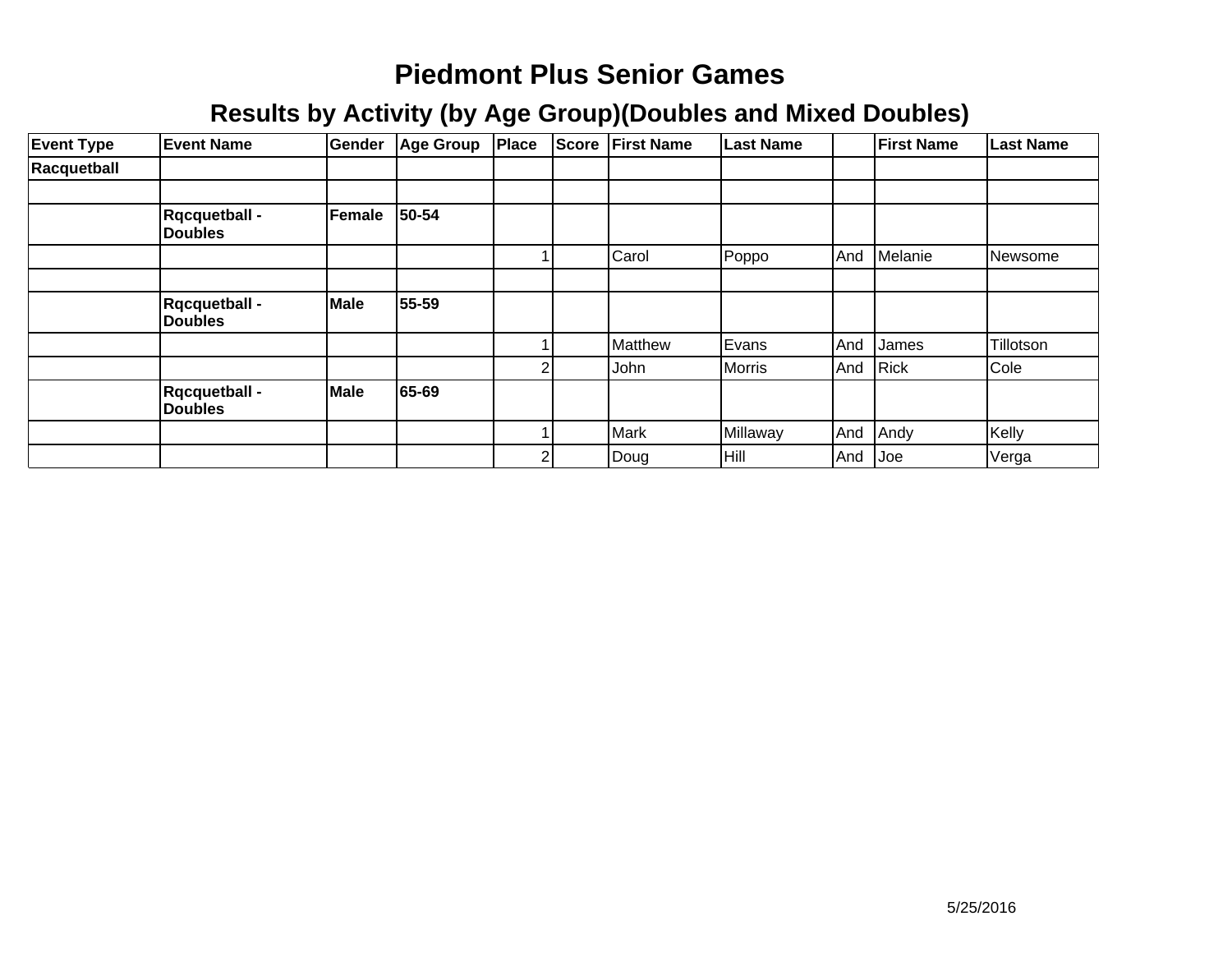# Piedmont Plus Senior Games

## Results by Activity (by Age Group)(Doubles and Mixed Doubles)

| Event Type | Event Name | Gender | Age Group | Place | Score | First Name | Last Name | | First Name | Last Name |
|---|---|---|---|---|---|---|---|---|---|---|
| **Racquetball** | | | | | | | | | | |
| | | | | | | | | | | |
| | **Rqcquetball - Doubles** | **Female** | **50-54** | | | | | | | |
| | | | | 1 | | Carol | Poppo | And | Melanie | Newsome |
| | | | | | | | | | | |
| | **Rqcquetball - Doubles** | **Male** | **55-59** | | | | | | | |
| | | | | 1 | | Matthew | Evans | And | James | Tillotson |
| | | | | 2 | | John | Morris | And | Rick | Cole |
| | **Rqcquetball - Doubles** | **Male** | **65-69** | | | | | | | |
| | | | | 1 | | Mark | Millaway | And | Andy | Kelly |
| | | | | 2 | | Doug | Hill | And | Joe | Verga |

5/25/2016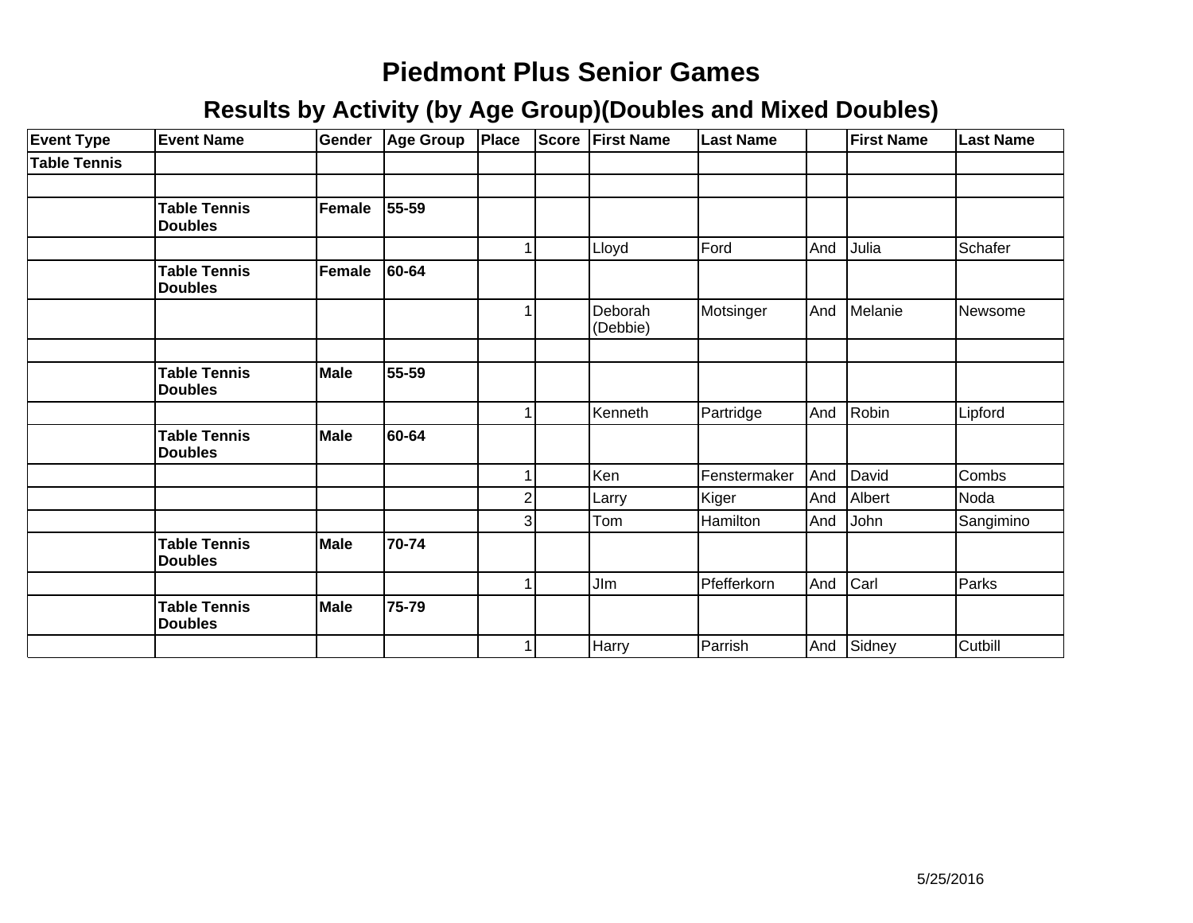# Piedmont Plus Senior Games

## Results by Activity (by Age Group)(Doubles and Mixed Doubles)

| Event Type | Event Name | Gender | Age Group | Place | Score | First Name | Last Name | | First Name | Last Name |
|---|---|---|---|---|---|---|---|---|---|---|
| **Table Tennis** | | | | | | | | | | |
| | | | | | | | | | | |
| | **Table Tennis Doubles** | **Female** | **55-59** | | | | | | | |
| | | | | 1 | | Lloyd | Ford | And | Julia | Schafer |
| | **Table Tennis Doubles** | **Female** | **60-64** | | | | | | | |
| | | | | 1 | | Deborah (Debbie) | Motsinger | And | Melanie | Newsome |
| | | | | | | | | | | |
| | **Table Tennis Doubles** | **Male** | **55-59** | | | | | | | |
| | | | | 1 | | Kenneth | Partridge | And | Robin | Lipford |
| | **Table Tennis Doubles** | **Male** | **60-64** | | | | | | | |
| | | | | 1 | | Ken | Fenstermaker | And | David | Combs |
| | | | | 2 | | Larry | Kiger | And | Albert | Noda |
| | | | | 3 | | Tom | Hamilton | And | John | Sangimino |
| | **Table Tennis Doubles** | **Male** | **70-74** | | | | | | | |
| | | | | 1 | | JIm | Pfefferkorn | And | Carl | Parks |
| | **Table Tennis Doubles** | **Male** | **75-79** | | | | | | | |
| | | | | 1 | | Harry | Parrish | And | Sidney | Cutbill |

5/25/2016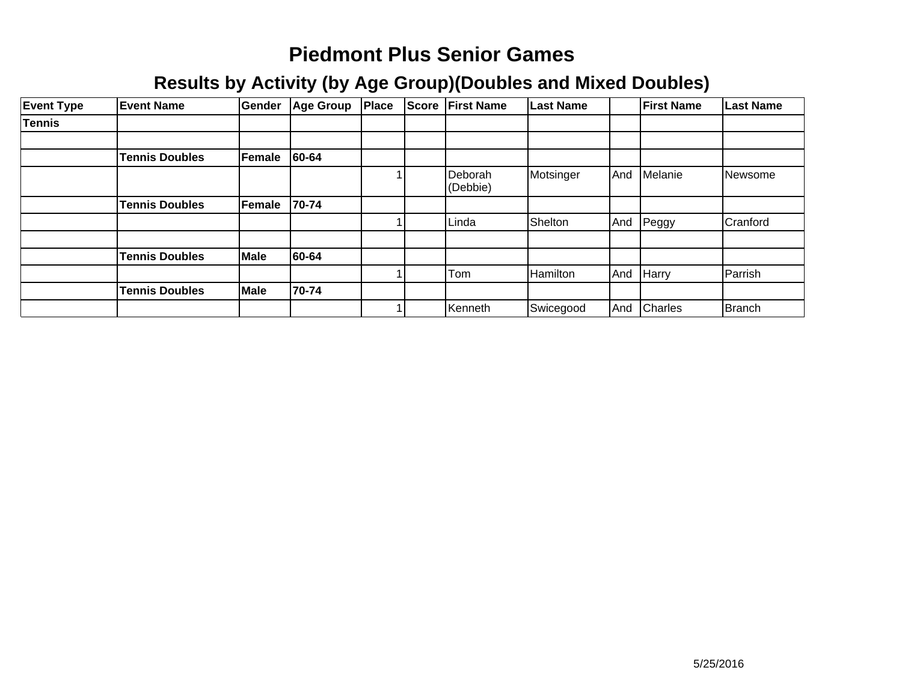# Piedmont Plus Senior Games

## Results by Activity (by Age Group)(Doubles and Mixed Doubles)

| Event Type | Event Name | Gender | Age Group | Place | Score | First Name | Last Name | | First Name | Last Name |
|---|---|---|---|---|---|---|---|---|---|---|
| **Tennis** | | | | | | | | | | |
| | | | | | | | | | | |
| | **Tennis Doubles** | **Female** | **60-64** | | | | | | | |
| | | | | 1 | | Deborah (Debbie) | Motsinger | And | Melanie | Newsome |
| | **Tennis Doubles** | **Female** | **70-74** | | | | | | | |
| | | | | 1 | | Linda | Shelton | And | Peggy | Cranford |
| | | | | | | | | | | |
| | **Tennis Doubles** | **Male** | **60-64** | | | | | | | |
| | | | | 1 | | Tom | Hamilton | And | Harry | Parrish |
| | **Tennis Doubles** | **Male** | **70-74** | | | | | | | |
| | | | | 1 | | Kenneth | Swicegood | And | Charles | Branch |

5/25/2016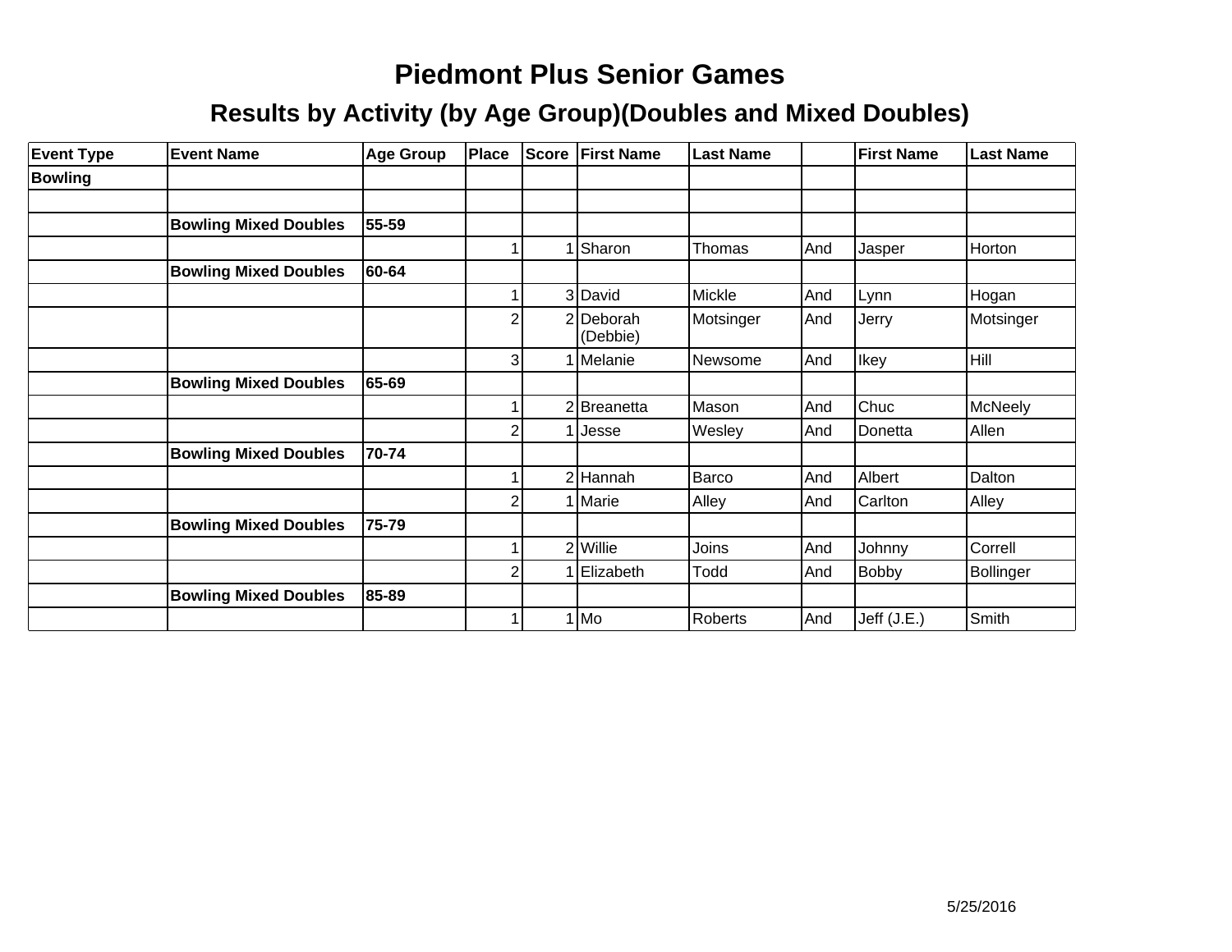# Piedmont Plus Senior Games

## Results by Activity (by Age Group)(Doubles and Mixed Doubles)

| Event Type | Event Name | Age Group | Place | Score | First Name | Last Name | | First Name | Last Name |
|---|---|---|---|---|---|---|---|---|---|
| **Bowling** | | | | | | | | | |
| | | | | | | | | | |
| | **Bowling Mixed Doubles** | **55-59** | | | | | | | |
| | | | 1 | 1 | Sharon | Thomas | And | Jasper | Horton |
| | **Bowling Mixed Doubles** | **60-64** | | | | | | | |
| | | | 1 | 3 | David | Mickle | And | Lynn | Hogan |
| | | | 2 | 2 | Deborah (Debbie) | Motsinger | And | Jerry | Motsinger |
| | | | 3 | 1 | Melanie | Newsome | And | Ikey | Hill |
| | **Bowling Mixed Doubles** | **65-69** | | | | | | | |
| | | | 1 | 2 | Breanetta | Mason | And | Chuc | McNeely |
| | | | 2 | 1 | Jesse | Wesley | And | Donetta | Allen |
| | **Bowling Mixed Doubles** | **70-74** | | | | | | | |
| | | | 1 | 2 | Hannah | Barco | And | Albert | Dalton |
| | | | 2 | 1 | Marie | Alley | And | Carlton | Alley |
| | **Bowling Mixed Doubles** | **75-79** | | | | | | | |
| | | | 1 | 2 | Willie | Joins | And | Johnny | Correll |
| | | | 2 | 1 | Elizabeth | Todd | And | Bobby | Bollinger |
| | **Bowling Mixed Doubles** | **85-89** | | | | | | | |
| | | | 1 | 1 | Mo | Roberts | And | Jeff (J.E.) | Smith |

5/25/2016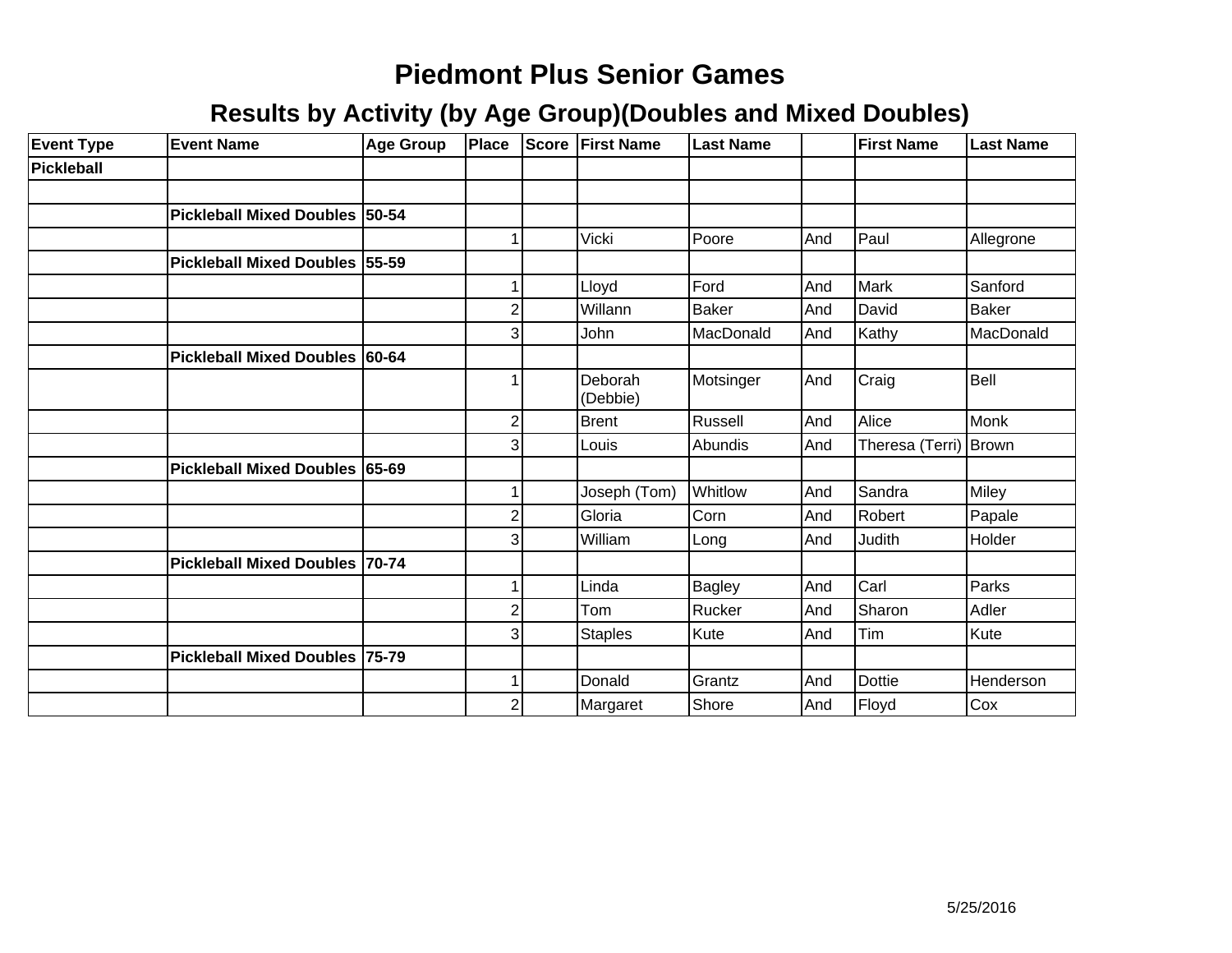# Piedmont Plus Senior Games

## Results by Activity (by Age Group)(Doubles and Mixed Doubles)

| Event Type | Event Name | Age Group | Place | Score | First Name | Last Name | | First Name | Last Name |
|---|---|---|---|---|---|---|---|---|---|
| **Pickleball** | | | | | | | | | |
| | | | | | | | | | |
| | **Pickleball Mixed Doubles** | **50-54** | | | | | | | |
| | | | 1 | | Vicki | Poore | And | Paul | Allegrone |
| | **Pickleball Mixed Doubles** | **55-59** | | | | | | | |
| | | | 1 | | Lloyd | Ford | And | Mark | Sanford |
| | | | 2 | | Willann | Baker | And | David | Baker |
| | | | 3 | | John | MacDonald | And | Kathy | MacDonald |
| | **Pickleball Mixed Doubles** | **60-64** | | | | | | | |
| | | | 1 | | Deborah (Debbie) | Motsinger | And | Craig | Bell |
| | | | 2 | | Brent | Russell | And | Alice | Monk |
| | | | 3 | | Louis | Abundis | And | Theresa (Terri) | Brown |
| | **Pickleball Mixed Doubles** | **65-69** | | | | | | | |
| | | | 1 | | Joseph (Tom) | Whitlow | And | Sandra | Miley |
| | | | 2 | | Gloria | Corn | And | Robert | Papale |
| | | | 3 | | William | Long | And | Judith | Holder |
| | **Pickleball Mixed Doubles** | **70-74** | | | | | | | |
| | | | 1 | | Linda | Bagley | And | Carl | Parks |
| | | | 2 | | Tom | Rucker | And | Sharon | Adler |
| | | | 3 | | Staples | Kute | And | Tim | Kute |
| | **Pickleball Mixed Doubles** | **75-79** | | | | | | | |
| | | | 1 | | Donald | Grantz | And | Dottie | Henderson |
| | | | 2 | | Margaret | Shore | And | Floyd | Cox |

5/25/2016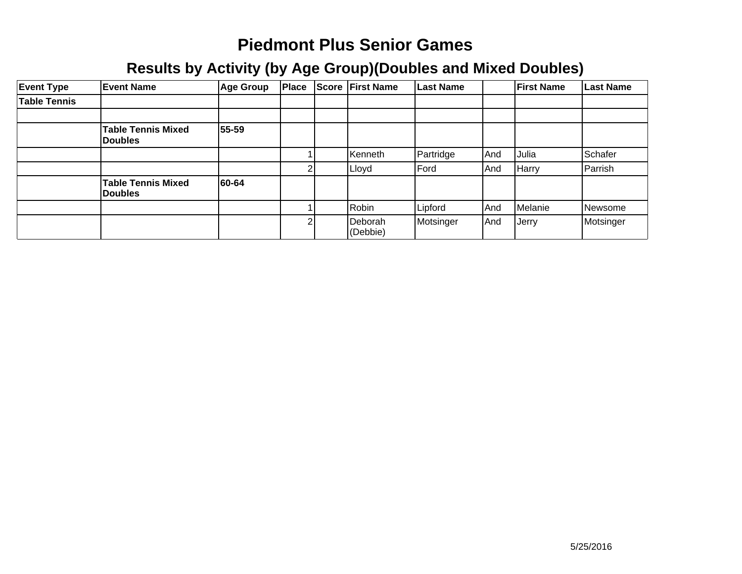# Piedmont Plus Senior Games

## Results by Activity (by Age Group)(Doubles and Mixed Doubles)

| Event Type | Event Name | Age Group | Place | Score | First Name | Last Name | | First Name | Last Name |
|---|---|---|---|---|---|---|---|---|---|
| **Table Tennis** | | | | | | | | | |
| | | | | | | | | | |
| | **Table Tennis Mixed Doubles** | **55-59** | | | | | | | |
| | | | 1 | | Kenneth | Partridge | And | Julia | Schafer |
| | | | 2 | | Lloyd | Ford | And | Harry | Parrish |
| | **Table Tennis Mixed Doubles** | **60-64** | | | | | | | |
| | | | 1 | | Robin | Lipford | And | Melanie | Newsome |
| | | | 2 | | Deborah (Debbie) | Motsinger | And | Jerry | Motsinger |

5/25/2016